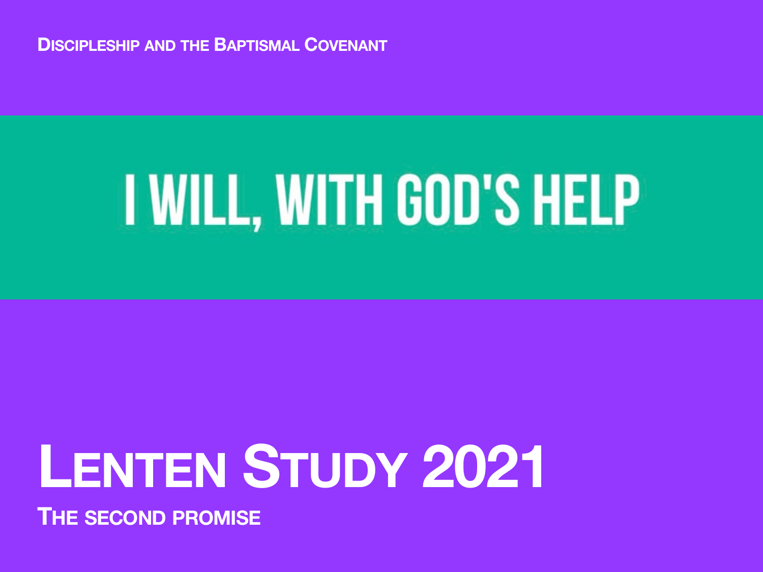**Discipleship and the Baptismal Covenant**

# I WILL, WITH GOD'S HELP

# Lenten Study 2021

**The second promise**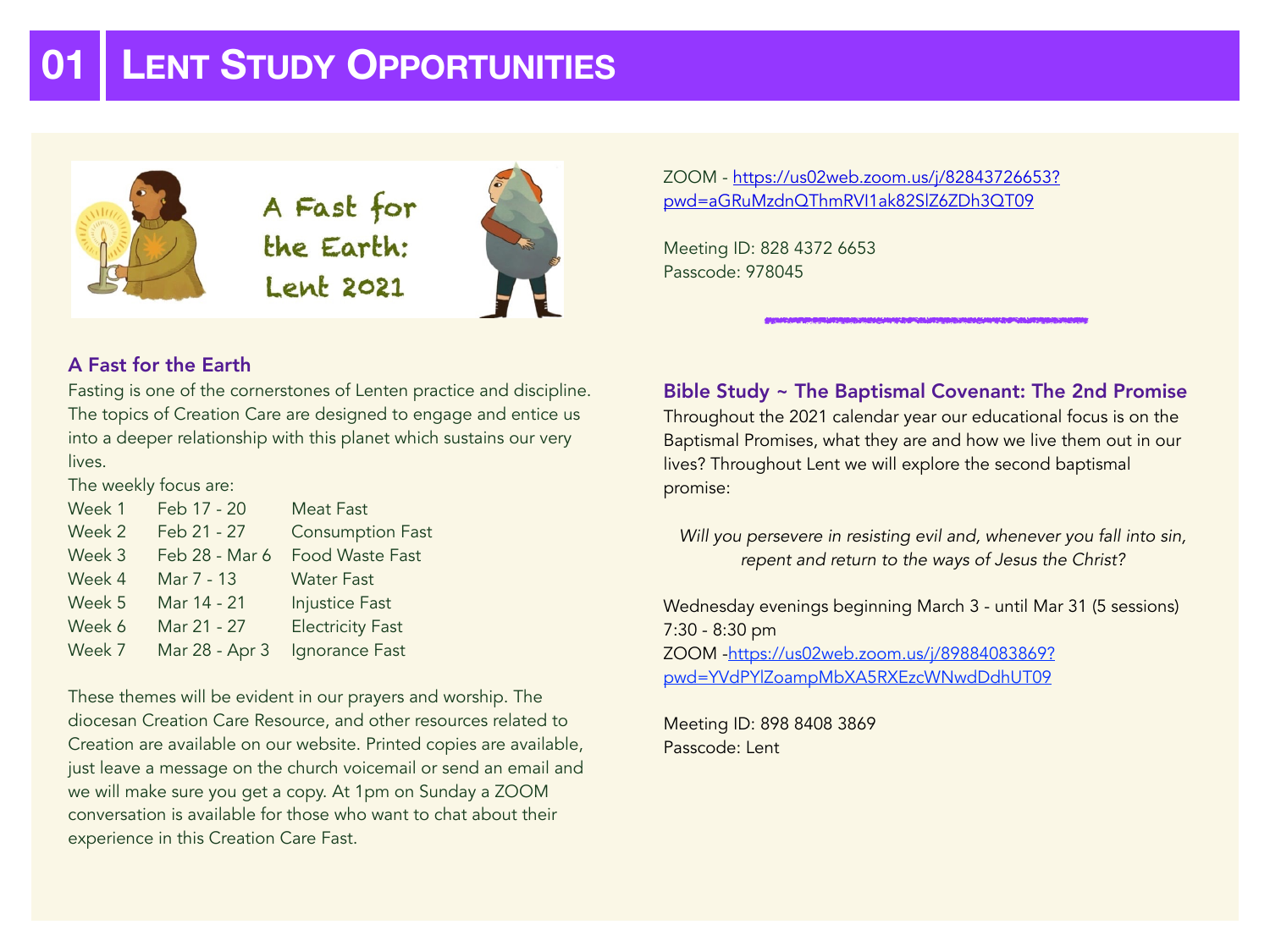# 01 LENT STUDY OPPORTUNITIES

A Fast for the Earth: Lent 2021

### A Fast for the Earth

Fasting is one of the cornerstones of Lenten practice and discipline. The topics of Creation Care are designed to engage and entice us into a deeper relationship with this planet which sustains our very lives.

The weekly focus are:

| | | |
|---|---|---|
| Week 1 | Feb 17 - 20 | Meat Fast |
| Week 2 | Feb 21 - 27 | Consumption Fast |
| Week 3 | Feb 28 - Mar 6 | Food Waste Fast |
| Week 4 | Mar 7 - 13 | Water Fast |
| Week 5 | Mar 14 - 21 | Injustice Fast |
| Week 6 | Mar 21 - 27 | Electricity Fast |
| Week 7 | Mar 28 - Apr 3 | Ignorance Fast |

These themes will be evident in our prayers and worship. The diocesan Creation Care Resource, and other resources related to Creation are available on our website. Printed copies are available, just leave a message on the church voicemail or send an email and we will make sure you get a copy. At 1pm on Sunday a ZOOM conversation is available for those who want to chat about their experience in this Creation Care Fast.

ZOOM - https://us02web.zoom.us/j/82843726653?pwd=aGRuMzdnQThmRVI1ak82SlZ6ZDh3QT09

Meeting ID: 828 4372 6653
Passcode: 978045

---

### Bible Study ~ The Baptismal Covenant: The 2nd Promise

Throughout the 2021 calendar year our educational focus is on the Baptismal Promises, what they are and how we live them out in our lives? Throughout Lent we will explore the second baptismal promise:

*Will you persevere in resisting evil and, whenever you fall into sin, repent and return to the ways of Jesus the Christ?*

Wednesday evenings beginning March 3 - until Mar 31 (5 sessions)
7:30 - 8:30 pm
ZOOM -https://us02web.zoom.us/j/89884083869?pwd=YVdPYlZoampMbXA5RXEzcWNwdDdhUT09

Meeting ID: 898 8408 3869
Passcode: Lent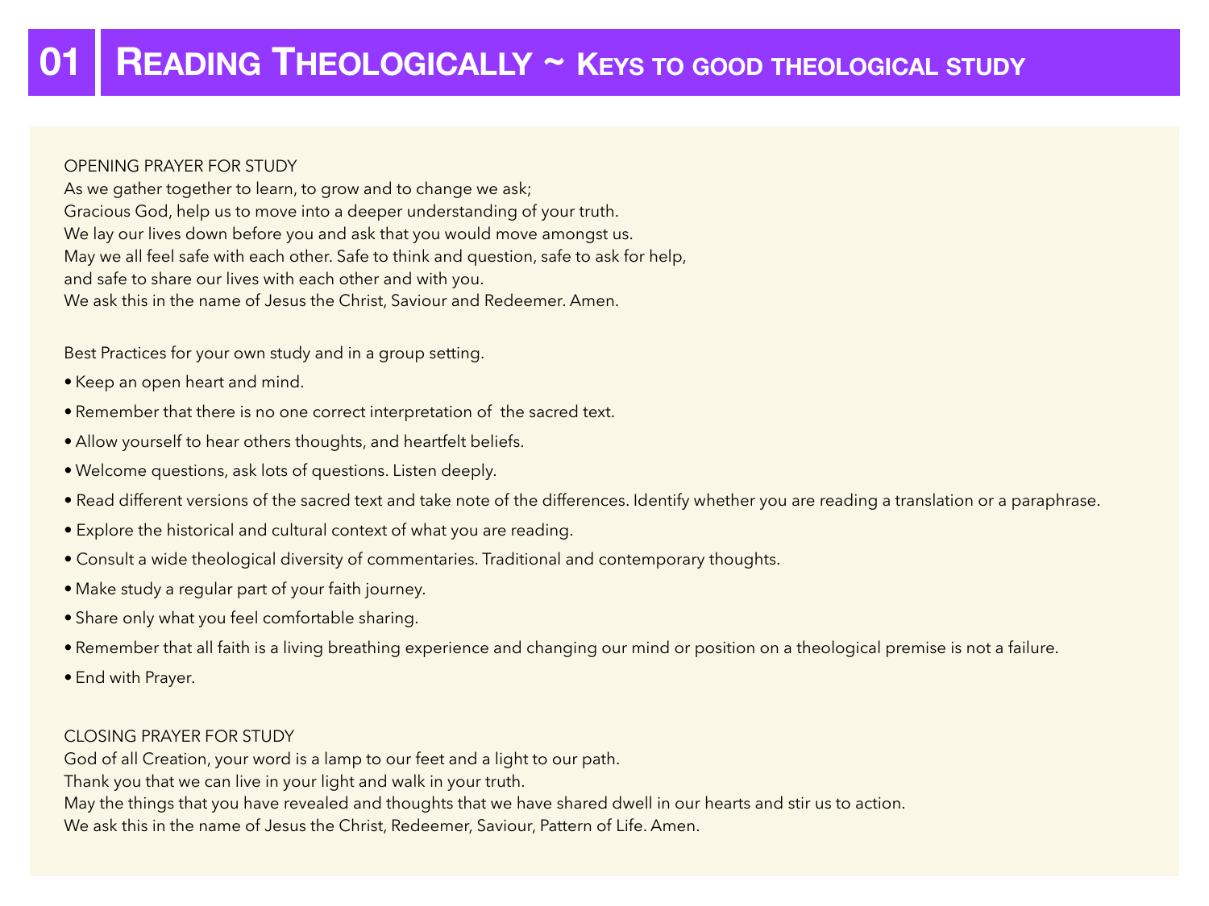# 01 Reading Theologically ~ Keys to good theological study

OPENING PRAYER FOR STUDY
As we gather together to learn, to grow and to change we ask;
Gracious God, help us to move into a deeper understanding of your truth.
We lay our lives down before you and ask that you would move amongst us.
May we all feel safe with each other. Safe to think and question, safe to ask for help,
and safe to share our lives with each other and with you.
We ask this in the name of Jesus the Christ, Saviour and Redeemer. Amen.

Best Practices for your own study and in a group setting.

- Keep an open heart and mind.
- Remember that there is no one correct interpretation of the sacred text.
- Allow yourself to hear others thoughts, and heartfelt beliefs.
- Welcome questions, ask lots of questions. Listen deeply.
- Read different versions of the sacred text and take note of the differences. Identify whether you are reading a translation or a paraphrase.
- Explore the historical and cultural context of what you are reading.
- Consult a wide theological diversity of commentaries. Traditional and contemporary thoughts.
- Make study a regular part of your faith journey.
- Share only what you feel comfortable sharing.
- Remember that all faith is a living breathing experience and changing our mind or position on a theological premise is not a failure.
- End with Prayer.

CLOSING PRAYER FOR STUDY
God of all Creation, your word is a lamp to our feet and a light to our path.
Thank you that we can live in your light and walk in your truth.
May the things that you have revealed and thoughts that we have shared dwell in our hearts and stir us to action.
We ask this in the name of Jesus the Christ, Redeemer, Saviour, Pattern of Life. Amen.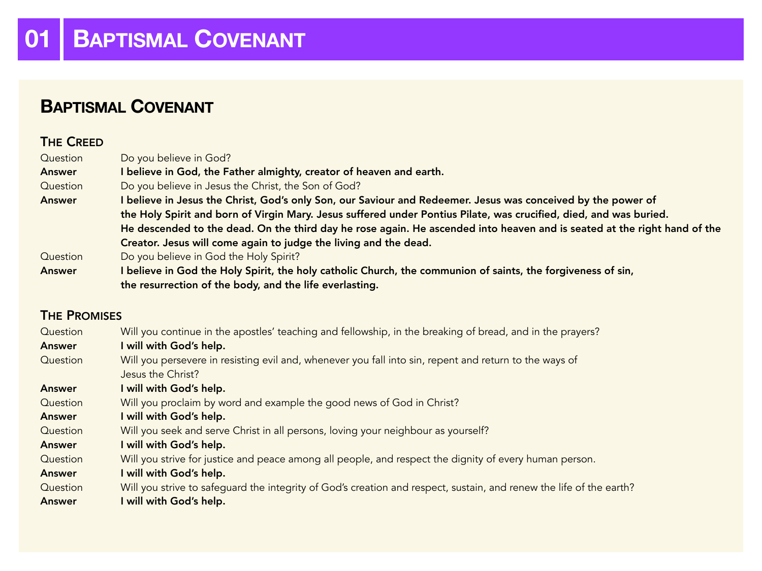# 01 Baptismal Covenant

## Baptismal Covenant

### The Creed

Question Do you believe in God?

**Answer I believe in God, the Father almighty, creator of heaven and earth.**

Question Do you believe in Jesus the Christ, the Son of God?

**Answer I believe in Jesus the Christ, God's only Son, our Saviour and Redeemer. Jesus was conceived by the power of the Holy Spirit and born of Virgin Mary. Jesus suffered under Pontius Pilate, was crucified, died, and was buried. He descended to the dead. On the third day he rose again. He ascended into heaven and is seated at the right hand of the Creator. Jesus will come again to judge the living and the dead.**

Question Do you believe in God the Holy Spirit?

**Answer I believe in God the Holy Spirit, the holy catholic Church, the communion of saints, the forgiveness of sin, the resurrection of the body, and the life everlasting.**

### The Promises

Question Will you continue in the apostles' teaching and fellowship, in the breaking of bread, and in the prayers?

**Answer I will with God's help.**

Question Will you persevere in resisting evil and, whenever you fall into sin, repent and return to the ways of Jesus the Christ?

**Answer I will with God's help.**

Question Will you proclaim by word and example the good news of God in Christ?

**Answer I will with God's help.**

Question Will you seek and serve Christ in all persons, loving your neighbour as yourself?

**Answer I will with God's help.**

Question Will you strive for justice and peace among all people, and respect the dignity of every human person.

**Answer I will with God's help.**

Question Will you strive to safeguard the integrity of God's creation and respect, sustain, and renew the life of the earth?

**Answer I will with God's help.**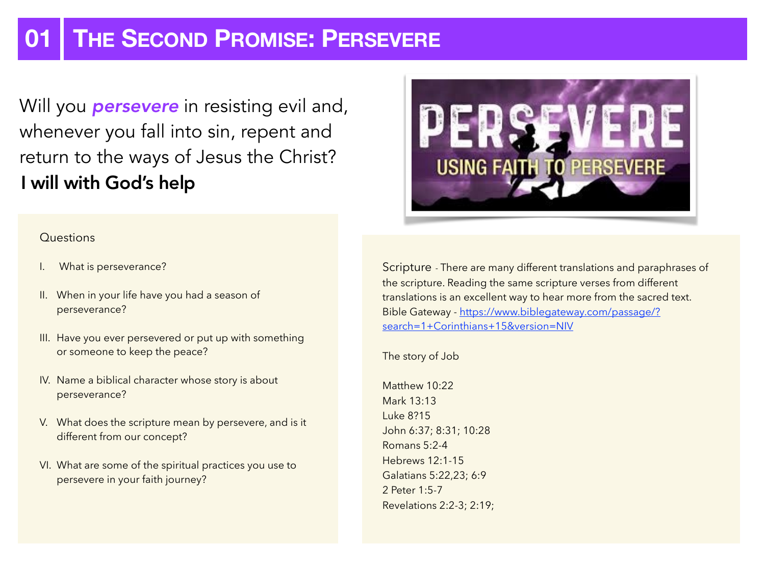# 01 The Second Promise: Persevere

Will you ***persevere*** in resisting evil and, whenever you fall into sin, repent and return to the ways of Jesus the Christ?
**I will with God's help**

Questions

I. What is perseverance?

II. When in your life have you had a season of perseverance?

III. Have you ever persevered or put up with something or someone to keep the peace?

IV. Name a biblical character whose story is about perseverance?

V. What does the scripture mean by persevere, and is it different from our concept?

VI. What are some of the spiritual practices you use to persevere in your faith journey?

Scripture - There are many different translations and paraphrases of the scripture. Reading the same scripture verses from different translations is an excellent way to hear more from the sacred text. Bible Gateway - [https://www.biblegateway.com/passage/?search=1+Corinthians+15&version=NIV](https://www.biblegateway.com/passage/?search=1+Corinthians+15&version=NIV)

The story of Job

Matthew 10:22
Mark 13:13
Luke 8?15
John 6:37; 8:31; 10:28
Romans 5:2-4
Hebrews 12:1-15
Galatians 5:22,23; 6:9
2 Peter 1:5-7
Revelations 2:2-3; 2:19;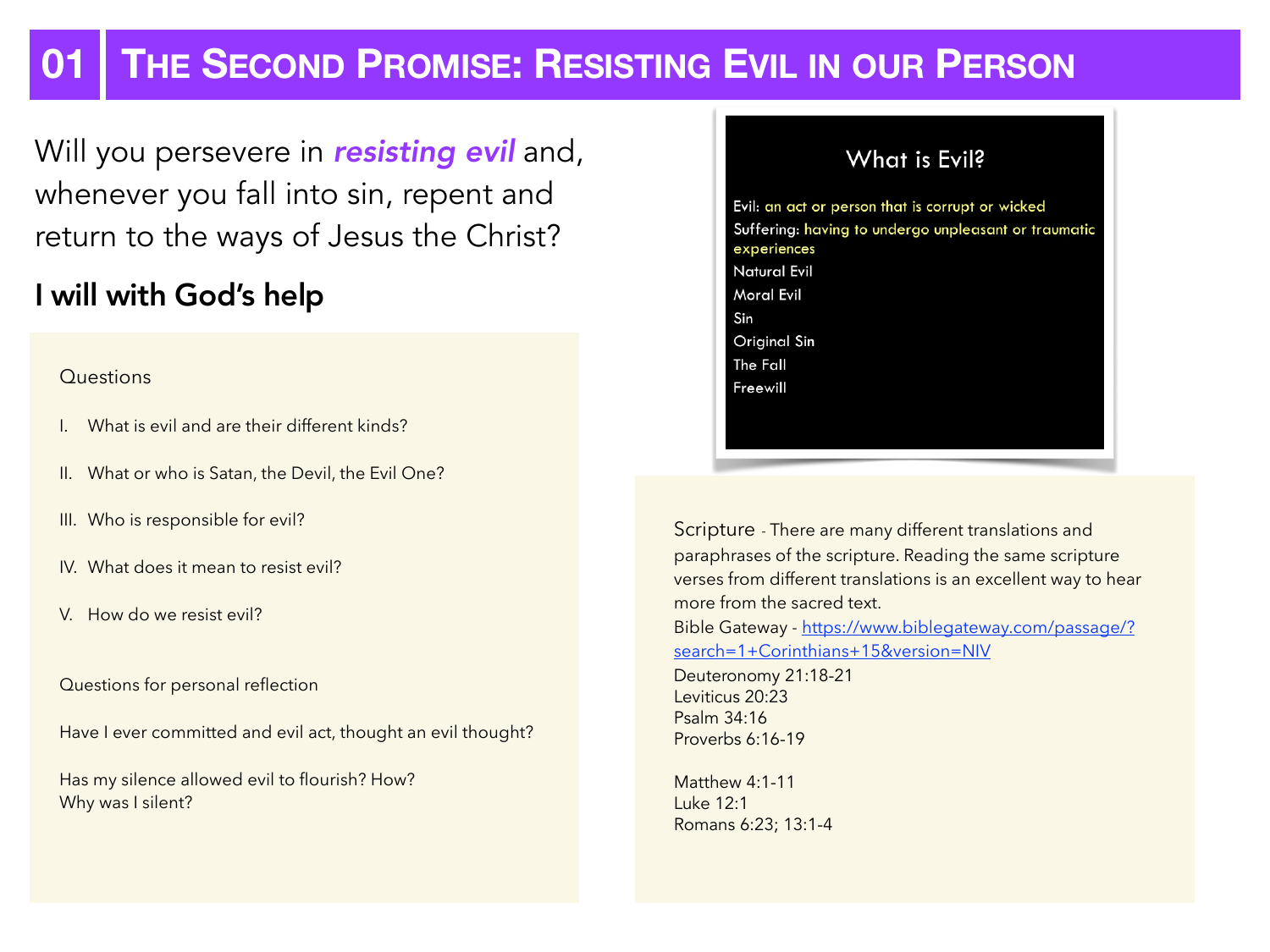# 01 The Second Promise: Resisting Evil in our Person

Will you persevere in ***resisting evil*** and, whenever you fall into sin, repent and return to the ways of Jesus the Christ?

## I will with God's help

Questions

I. What is evil and are their different kinds?

II. What or who is Satan, the Devil, the Evil One?

III. Who is responsible for evil?

IV. What does it mean to resist evil?

V. How do we resist evil?

Questions for personal reflection

Have I ever committed and evil act, thought an evil thought?

Has my silence allowed evil to flourish? How?
Why was I silent?

### What is Evil?

Evil: an act or person that is corrupt or wicked
Suffering: having to undergo unpleasant or traumatic experiences
Natural Evil
Moral Evil
Sin
Original Sin
The Fall
Freewill

Scripture - There are many different translations and paraphrases of the scripture. Reading the same scripture verses from different translations is an excellent way to hear more from the sacred text.
Bible Gateway - https://www.biblegateway.com/passage/?search=1+Corinthians+15&version=NIV
Deuteronomy 21:18-21
Leviticus 20:23
Psalm 34:16
Proverbs 6:16-19

Matthew 4:1-11
Luke 12:1
Romans 6:23; 13:1-4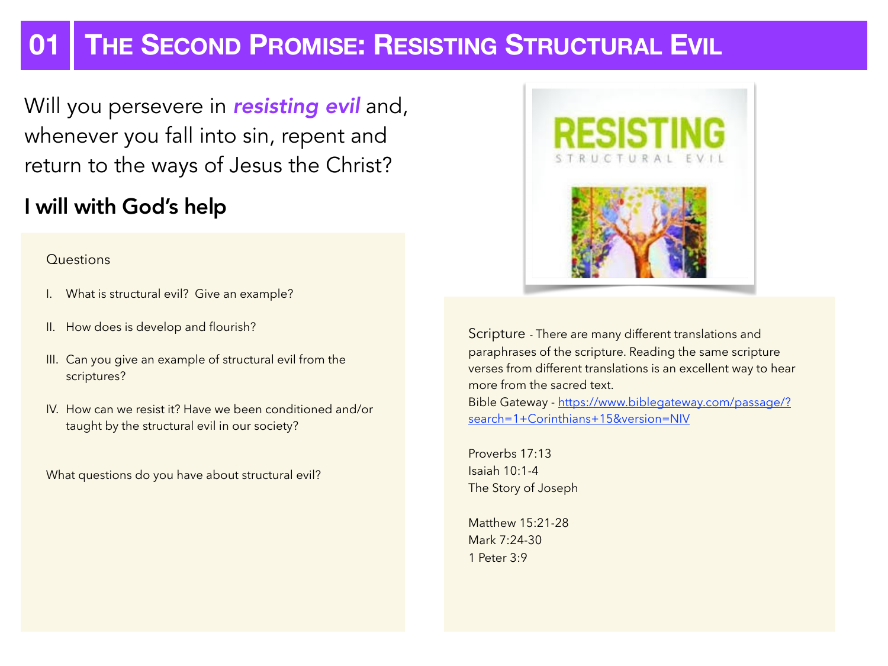# 01 The Second Promise: Resisting Structural Evil

Will you persevere in ***resisting evil*** and, whenever you fall into sin, repent and return to the ways of Jesus the Christ?

**I will with God's help**

Questions

I. What is structural evil? Give an example?

II. How does is develop and flourish?

III. Can you give an example of structural evil from the scriptures?

IV. How can we resist it? Have we been conditioned and/or taught by the structural evil in our society?

What questions do you have about structural evil?

Scripture - There are many different translations and paraphrases of the scripture. Reading the same scripture verses from different translations is an excellent way to hear more from the sacred text.
Bible Gateway - [https://www.biblegateway.com/passage/?search=1+Corinthians+15&version=NIV](https://www.biblegateway.com/passage/?search=1+Corinthians+15&version=NIV)

Proverbs 17:13
Isaiah 10:1-4
The Story of Joseph

Matthew 15:21-28
Mark 7:24-30
1 Peter 3:9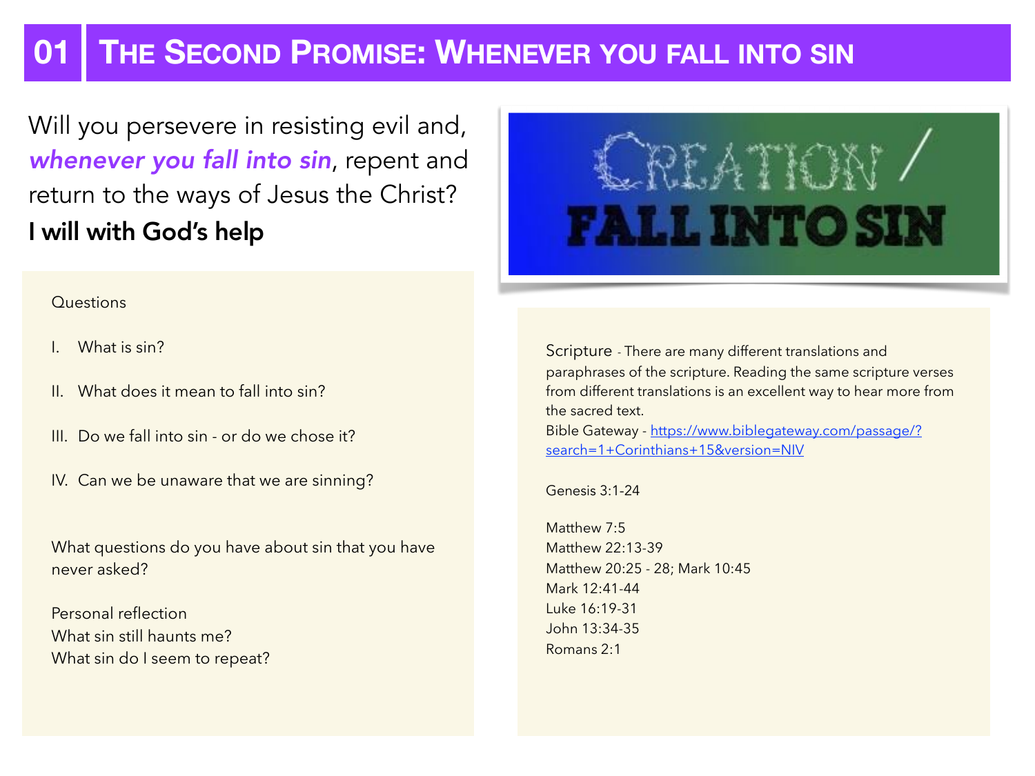# 01 The Second Promise: Whenever you fall into sin

Will you persevere in resisting evil and, ***whenever you fall into sin***, repent and return to the ways of Jesus the Christ?

**I will with God's help**

CREATION / FALL INTO SIN

Questions

I. What is sin?

II. What does it mean to fall into sin?

III. Do we fall into sin - or do we chose it?

IV. Can we be unaware that we are sinning?

What questions do you have about sin that you have never asked?

Personal reflection
What sin still haunts me?
What sin do I seem to repeat?

Scripture - There are many different translations and paraphrases of the scripture. Reading the same scripture verses from different translations is an excellent way to hear more from the sacred text.
Bible Gateway - [https://www.biblegateway.com/passage/?search=1+Corinthians+15&version=NIV](https://www.biblegateway.com/passage/?search=1+Corinthians+15&version=NIV)

Genesis 3:1-24

Matthew 7:5
Matthew 22:13-39
Matthew 20:25 - 28; Mark 10:45
Mark 12:41-44
Luke 16:19-31
John 13:34-35
Romans 2:1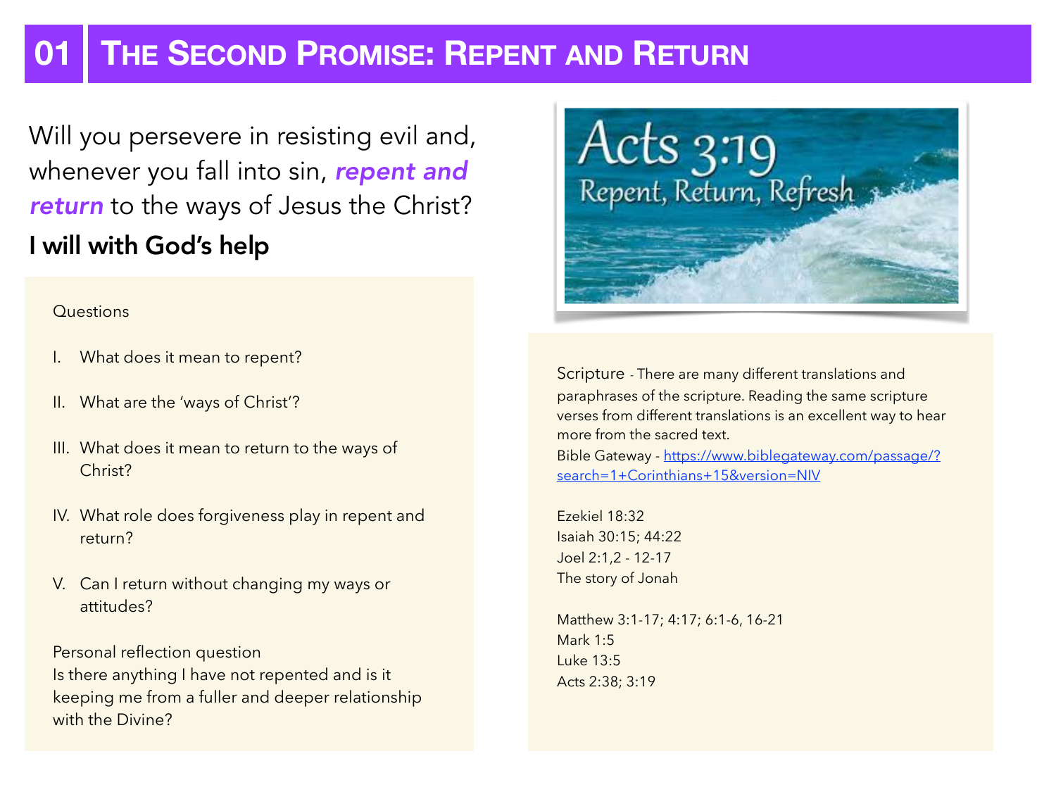# 01 The Second Promise: Repent and Return

Will you persevere in resisting evil and, whenever you fall into sin, ***repent and return*** to the ways of Jesus the Christ?

**I will with God's help**

Questions

I. What does it mean to repent?

II. What are the 'ways of Christ'?

III. What does it mean to return to the ways of Christ?

IV. What role does forgiveness play in repent and return?

V. Can I return without changing my ways or attitudes?

Personal reflection question
Is there anything I have not repented and is it keeping me from a fuller and deeper relationship with the Divine?

Acts 3:19
Repent, Return, Refresh

Scripture - There are many different translations and paraphrases of the scripture. Reading the same scripture verses from different translations is an excellent way to hear more from the sacred text.
Bible Gateway - [https://www.biblegateway.com/passage/?search=1+Corinthians+15&version=NIV](https://www.biblegateway.com/passage/?search=1+Corinthians+15&version=NIV)

Ezekiel 18:32
Isaiah 30:15; 44:22
Joel 2:1,2 - 12-17
The story of Jonah

Matthew 3:1-17; 4:17; 6:1-6, 16-21
Mark 1:5
Luke 13:5
Acts 2:38; 3:19